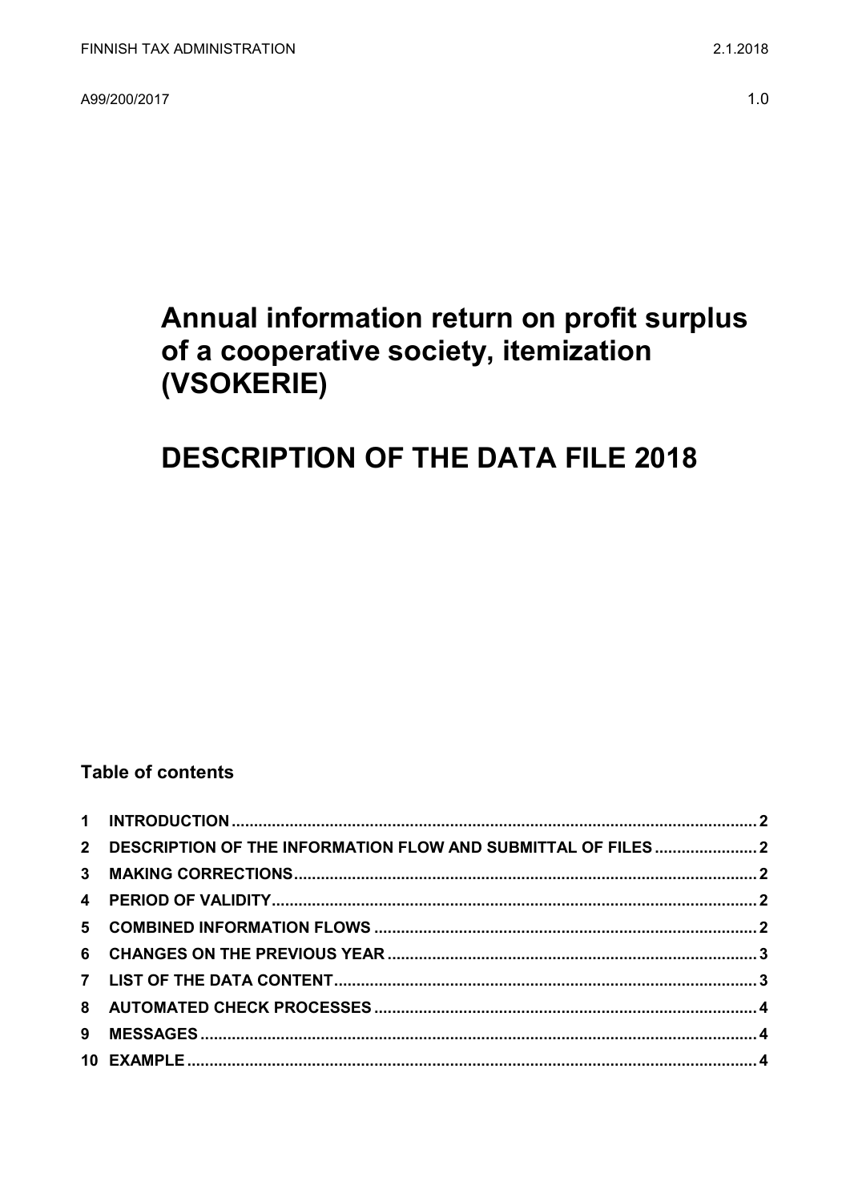FINNISH TAX ADMINISTRATION 2.1.2018

A99/200/2017 1.0

# Annual information return on profit surplus of a cooperative society, itemization (VSOKERIE)

# DESCRIPTION OF THE DATA FILE 2018

**Table of contents**

1 INTRODUCTION ..... 2
2 DESCRIPTION OF THE INFORMATION FLOW AND SUBMITTAL OF FILES ..... 2
3 MAKING CORRECTIONS ..... 2
4 PERIOD OF VALIDITY ..... 2
5 COMBINED INFORMATION FLOWS ..... 2
6 CHANGES ON THE PREVIOUS YEAR ..... 3
7 LIST OF THE DATA CONTENT ..... 3
8 AUTOMATED CHECK PROCESSES ..... 4
9 MESSAGES ..... 4
10 EXAMPLE ..... 4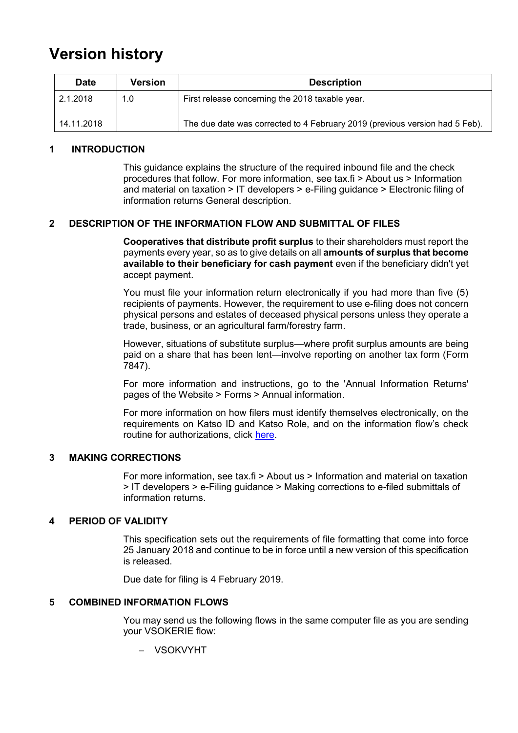# Version history

| Date | Version | Description |
|---|---|---|
| 2.1.2018 | 1.0 | First release concerning the 2018 taxable year. |
| 14.11.2018 | | The due date was corrected to 4 February 2019 (previous version had 5 Feb). |

## 1 INTRODUCTION

This guidance explains the structure of the required inbound file and the check procedures that follow. For more information, see tax.fi > About us > Information and material on taxation > IT developers > e-Filing guidance > Electronic filing of information returns General description.

## 2 DESCRIPTION OF THE INFORMATION FLOW AND SUBMITTAL OF FILES

**Cooperatives that distribute profit surplus** to their shareholders must report the payments every year, so as to give details on all **amounts of surplus that become available to their beneficiary for cash payment** even if the beneficiary didn't yet accept payment.

You must file your information return electronically if you had more than five (5) recipients of payments. However, the requirement to use e-filing does not concern physical persons and estates of deceased physical persons unless they operate a trade, business, or an agricultural farm/forestry farm.

However, situations of substitute surplus—where profit surplus amounts are being paid on a share that has been lent—involve reporting on another tax form (Form 7847).

For more information and instructions, go to the 'Annual Information Returns' pages of the Website > Forms > Annual information.

For more information on how filers must identify themselves electronically, on the requirements on Katso ID and Katso Role, and on the information flow's check routine for authorizations, click here.

## 3 MAKING CORRECTIONS

For more information, see tax.fi > About us > Information and material on taxation > IT developers > e-Filing guidance > Making corrections to e-filed submittals of information returns.

## 4 PERIOD OF VALIDITY

This specification sets out the requirements of file formatting that come into force 25 January 2018 and continue to be in force until a new version of this specification is released.

Due date for filing is 4 February 2019.

## 5 COMBINED INFORMATION FLOWS

You may send us the following flows in the same computer file as you are sending your VSOKERIE flow:

- VSOKVYHT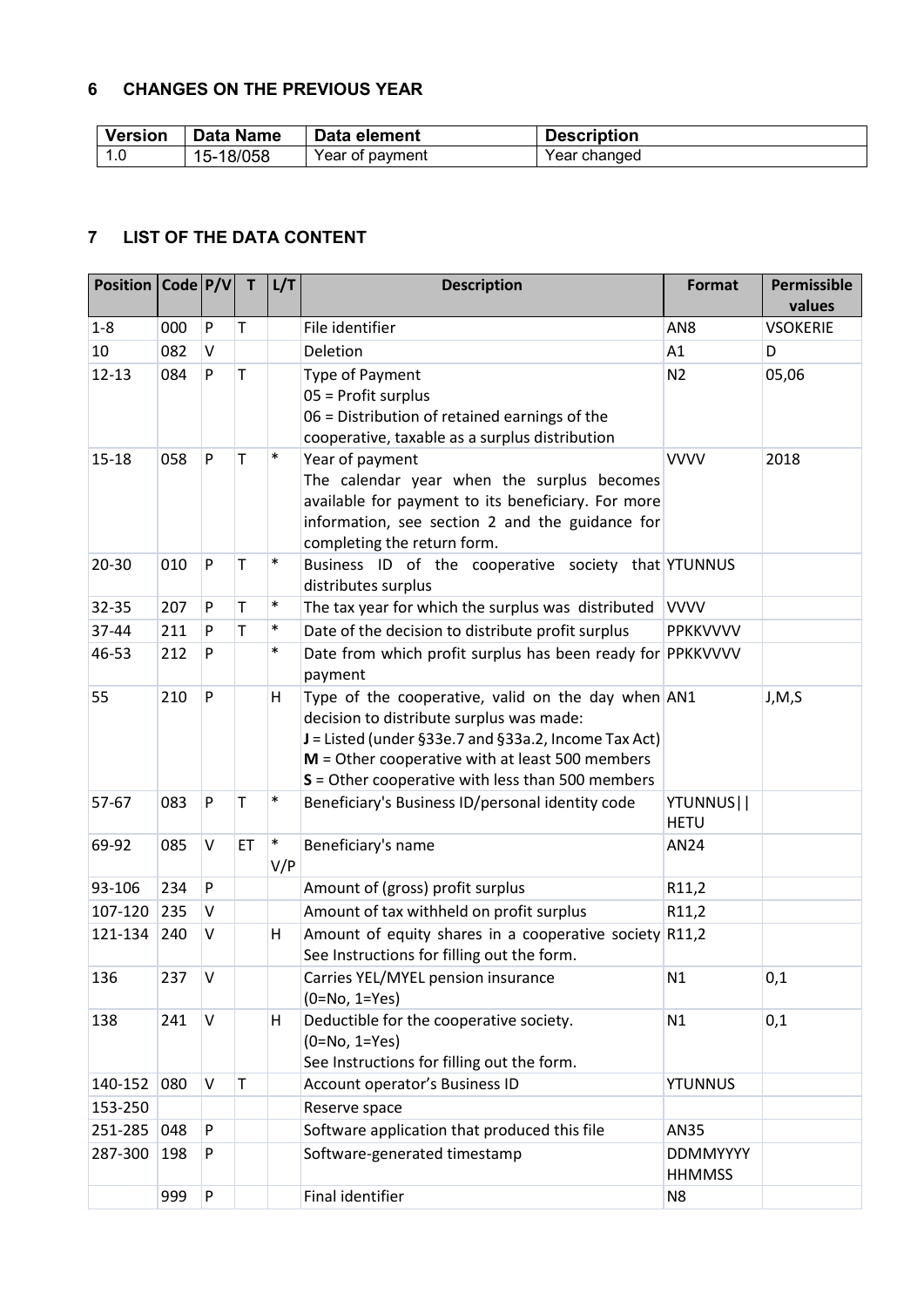## 6 CHANGES ON THE PREVIOUS YEAR

| Version | Data Name | Data element | Description |
|---|---|---|---|
| 1.0 | 15-18/058 | Year of payment | Year changed |

## 7 LIST OF THE DATA CONTENT

| Position | Code | P/V | T | L/T | Description | Format | Permissible values |
|---|---|---|---|---|---|---|---|
| 1-8 | 000 | P | T | | File identifier | AN8 | VSOKERIE |
| 10 | 082 | V | | | Deletion | A1 | D |
| 12-13 | 084 | P | T | | Type of Payment<br>05 = Profit surplus<br>06 = Distribution of retained earnings of the cooperative, taxable as a surplus distribution | N2 | 05,06 |
| 15-18 | 058 | P | T | * | Year of payment<br>The calendar year when the surplus becomes available for payment to its beneficiary. For more information, see section 2 and the guidance for completing the return form. | VVVV | 2018 |
| 20-30 | 010 | P | T | * | Business ID of the cooperative society that distributes surplus | YTUNNUS | |
| 32-35 | 207 | P | T | * | The tax year for which the surplus was distributed | VVVV | |
| 37-44 | 211 | P | T | * | Date of the decision to distribute profit surplus | PPKKVVVV | |
| 46-53 | 212 | P | | * | Date from which profit surplus has been ready for payment | PPKKVVVV | |
| 55 | 210 | P | | H | Type of the cooperative, valid on the day when decision to distribute surplus was made:<br>**J** = Listed (under §33e.7 and §33a.2, Income Tax Act)<br>**M** = Other cooperative with at least 500 members<br>**S** = Other cooperative with less than 500 members | AN1 | J,M,S |
| 57-67 | 083 | P | T | * | Beneficiary's Business ID/personal identity code | YTUNNUS\|\|HETU | |
| 69-92 | 085 | V | ET | *<br>V/P | Beneficiary's name | AN24 | |
| 93-106 | 234 | P | | | Amount of (gross) profit surplus | R11,2 | |
| 107-120 | 235 | V | | | Amount of tax withheld on profit surplus | R11,2 | |
| 121-134 | 240 | V | | H | Amount of equity shares in a cooperative society See Instructions for filling out the form. | R11,2 | |
| 136 | 237 | V | | | Carries YEL/MYEL pension insurance<br>(0=No, 1=Yes) | N1 | 0,1 |
| 138 | 241 | V | | H | Deductible for the cooperative society.<br>(0=No, 1=Yes)<br>See Instructions for filling out the form. | N1 | 0,1 |
| 140-152 | 080 | V | T | | Account operator's Business ID | YTUNNUS | |
| 153-250 | | | | | Reserve space | | |
| 251-285 | 048 | P | | | Software application that produced this file | AN35 | |
| 287-300 | 198 | P | | | Software-generated timestamp | DDMMYYYY HHMMSS | |
| | 999 | P | | | Final identifier | N8 | |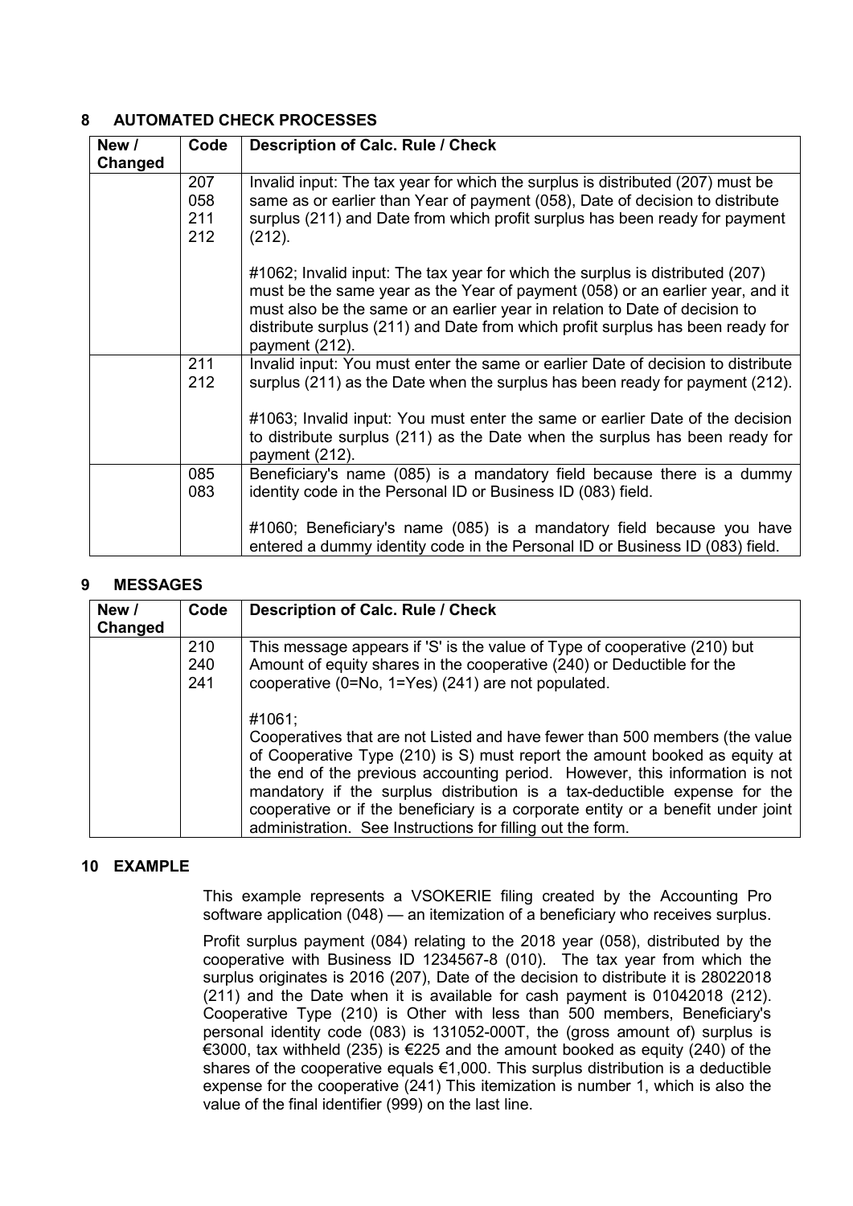## 8 AUTOMATED CHECK PROCESSES

| New / Changed | Code | Description of Calc. Rule / Check |
|---|---|---|
| | 207<br>058<br>211<br>212 | Invalid input: The tax year for which the surplus is distributed (207) must be same as or earlier than Year of payment (058), Date of decision to distribute surplus (211) and Date from which profit surplus has been ready for payment (212).<br><br>#1062; Invalid input: The tax year for which the surplus is distributed (207) must be the same year as the Year of payment (058) or an earlier year, and it must also be the same or an earlier year in relation to Date of decision to distribute surplus (211) and Date from which profit surplus has been ready for payment (212). |
| | 211<br>212 | Invalid input: You must enter the same or earlier Date of decision to distribute surplus (211) as the Date when the surplus has been ready for payment (212).<br><br>#1063; Invalid input: You must enter the same or earlier Date of the decision to distribute surplus (211) as the Date when the surplus has been ready for payment (212). |
| | 085<br>083 | Beneficiary's name (085) is a mandatory field because there is a dummy identity code in the Personal ID or Business ID (083) field.<br><br>#1060; Beneficiary's name (085) is a mandatory field because you have entered a dummy identity code in the Personal ID or Business ID (083) field. |

## 9 MESSAGES

| New / Changed | Code | Description of Calc. Rule / Check |
|---|---|---|
| | 210<br>240<br>241 | This message appears if 'S' is the value of Type of cooperative (210) but Amount of equity shares in the cooperative (240) or Deductible for the cooperative (0=No, 1=Yes) (241) are not populated.<br><br>#1061;<br>Cooperatives that are not Listed and have fewer than 500 members (the value of Cooperative Type (210) is S) must report the amount booked as equity at the end of the previous accounting period. However, this information is not mandatory if the surplus distribution is a tax-deductible expense for the cooperative or if the beneficiary is a corporate entity or a benefit under joint administration. See Instructions for filling out the form. |

## 10 EXAMPLE

This example represents a VSOKERIE filing created by the Accounting Pro software application (048) — an itemization of a beneficiary who receives surplus.

Profit surplus payment (084) relating to the 2018 year (058), distributed by the cooperative with Business ID 1234567-8 (010). The tax year from which the surplus originates is 2016 (207), Date of the decision to distribute it is 28022018 (211) and the Date when it is available for cash payment is 01042018 (212). Cooperative Type (210) is Other with less than 500 members, Beneficiary's personal identity code (083) is 131052-000T, the (gross amount of) surplus is €3000, tax withheld (235) is €225 and the amount booked as equity (240) of the shares of the cooperative equals €1,000. This surplus distribution is a deductible expense for the cooperative (241) This itemization is number 1, which is also the value of the final identifier (999) on the last line.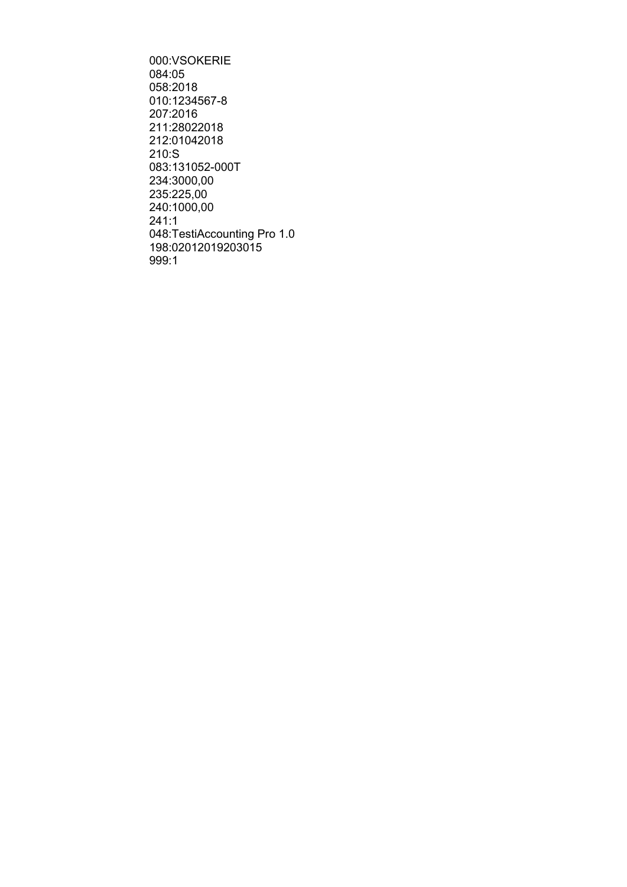000:VSOKERIE
084:05
058:2018
010:1234567-8
207:2016
211:28022018
212:01042018
210:S
083:131052-000T
234:3000,00
235:225,00
240:1000,00
241:1
048:TestiAccounting Pro 1.0
198:02012019203015
999:1